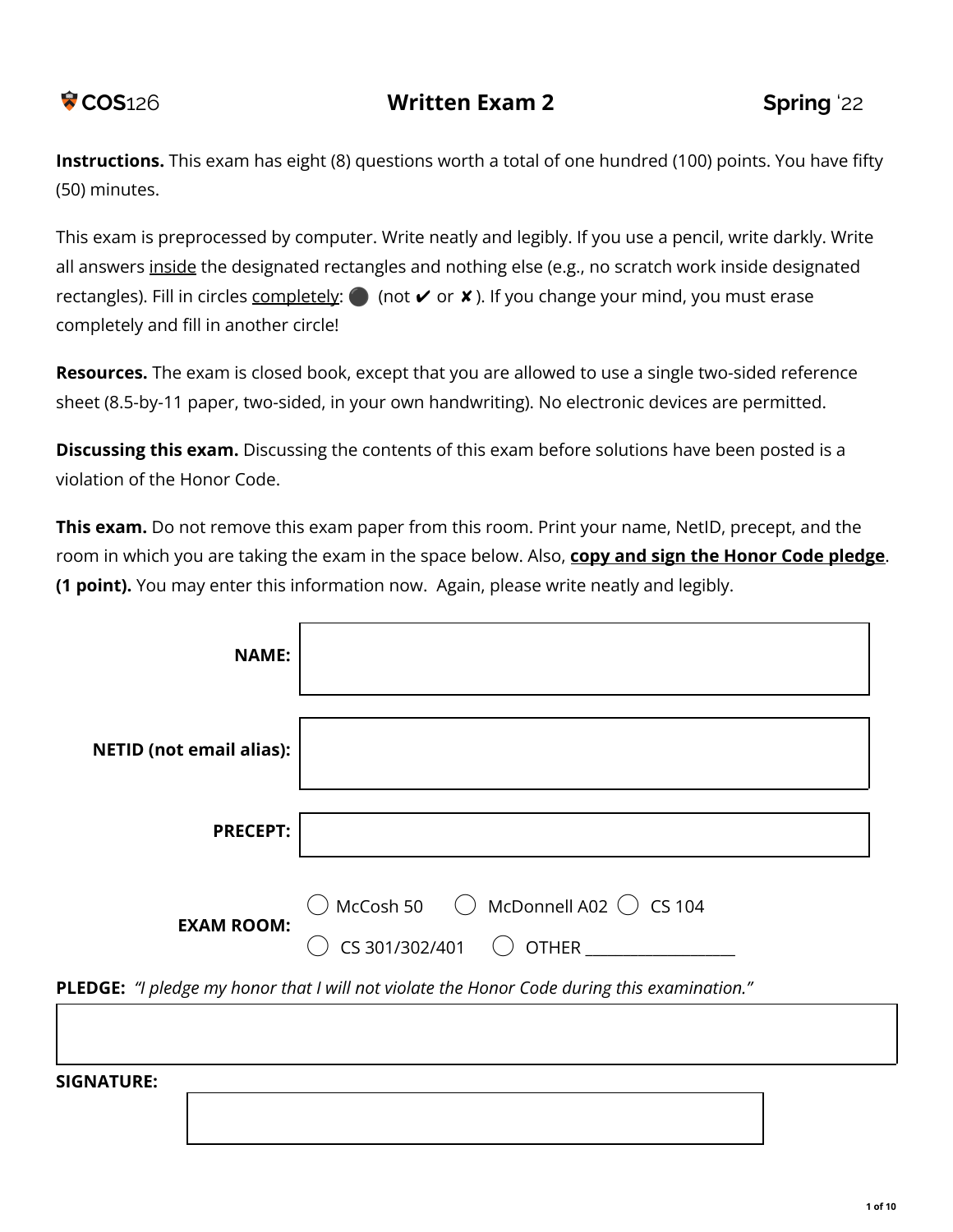# COS126 Written Exam 2 Spring '22

**Instructions.** This exam has eight (8) questions worth a total of one hundred (100) points. You have fifty (50) minutes.

This exam is preprocessed by computer. Write neatly and legibly. If you use a pencil, write darkly. Write all answers inside the designated rectangles and nothing else (e.g., no scratch work inside designated rectangles). Fill in circles completely: ⚫ (not ✔ or ✘). If you change your mind, you must erase completely and fill in another circle!

**Resources.** The exam is closed book, except that you are allowed to use a single two-sided reference sheet (8.5-by-11 paper, two-sided, in your own handwriting). No electronic devices are permitted.

**Discussing this exam.** Discussing the contents of this exam before solutions have been posted is a violation of the Honor Code.

**This exam.** Do not remove this exam paper from this room. Print your name, NetID, precept, and the room in which you are taking the exam in the space below. Also, **copy and sign the Honor Code pledge**. **(1 point).** You may enter this information now. Again, please write neatly and legibly.

**NAME:**

**NETID (not email alias):**

**PRECEPT:**

**EXAM ROOM:**
◯ McCosh 50 ◯ McDonnell A02 ◯ CS 104
◯ CS 301/302/401 ◯ OTHER ___________________

**PLEDGE:** *"I pledge my honor that I will not violate the Honor Code during this examination."*

**SIGNATURE:**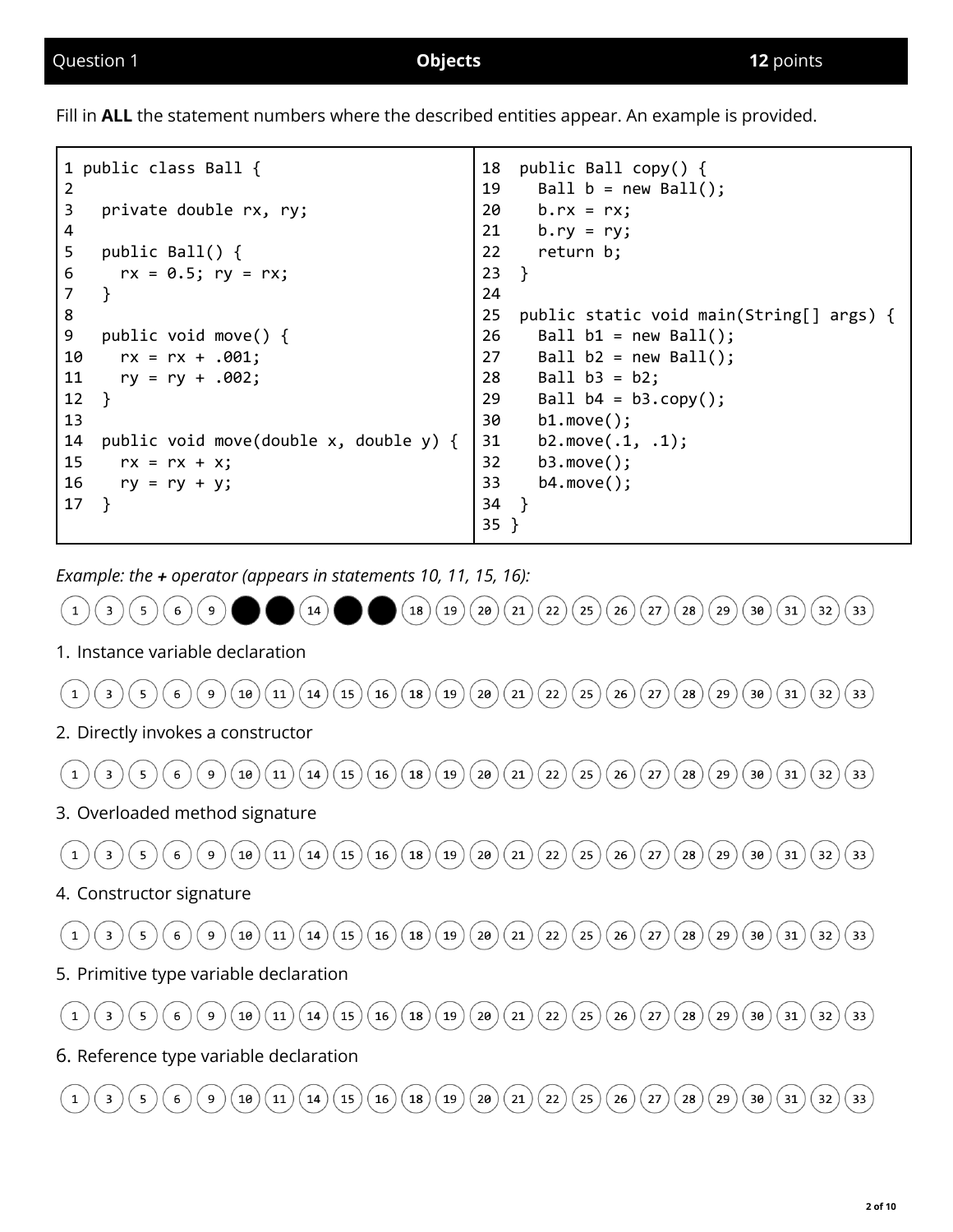| Question 1 | **Objects** | **12** points |
|---|---|---|

Fill in **ALL** the statement numbers where the described entities appear. An example is provided.

```
1 public class Ball {
2
3   private double rx, ry;
4
5   public Ball() {
6     rx = 0.5; ry = rx;
7   }
8
9   public void move() {
10    rx = rx + .001;
11    ry = ry + .002;
12  }
13
14  public void move(double x, double y) {
15    rx = rx + x;
16    ry = ry + y;
17  }
```

```
18  public Ball copy() {
19    Ball b = new Ball();
20    b.rx = rx;
21    b.ry = ry;
22    return b;
23  }
24
25  public static void main(String[] args) {
26    Ball b1 = new Ball();
27    Ball b2 = new Ball();
28    Ball b3 = b2;
29    Ball b4 = b3.copy();
30    b1.move();
31    b2.move(.1, .1);
32    b3.move();
33    b4.move();
34  }
35 }
```

*Example: the **+** operator (appears in statements 10, 11, 15, 16):*

(1) (3) (5) (6) (9) ● ● (14) ● ● (18) (19) (20) (21) (22) (25) (26) (27) (28) (29) (30) (31) (32) (33)

1. Instance variable declaration

(1) (3) (5) (6) (9) (10) (11) (14) (15) (16) (18) (19) (20) (21) (22) (25) (26) (27) (28) (29) (30) (31) (32) (33)

2. Directly invokes a constructor

(1) (3) (5) (6) (9) (10) (11) (14) (15) (16) (18) (19) (20) (21) (22) (25) (26) (27) (28) (29) (30) (31) (32) (33)

3. Overloaded method signature

(1) (3) (5) (6) (9) (10) (11) (14) (15) (16) (18) (19) (20) (21) (22) (25) (26) (27) (28) (29) (30) (31) (32) (33)

4. Constructor signature

(1) (3) (5) (6) (9) (10) (11) (14) (15) (16) (18) (19) (20) (21) (22) (25) (26) (27) (28) (29) (30) (31) (32) (33)

5. Primitive type variable declaration

(1) (3) (5) (6) (9) (10) (11) (14) (15) (16) (18) (19) (20) (21) (22) (25) (26) (27) (28) (29) (30) (31) (32) (33)

6. Reference type variable declaration

(1) (3) (5) (6) (9) (10) (11) (14) (15) (16) (18) (19) (20) (21) (22) (25) (26) (27) (28) (29) (30) (31) (32) (33)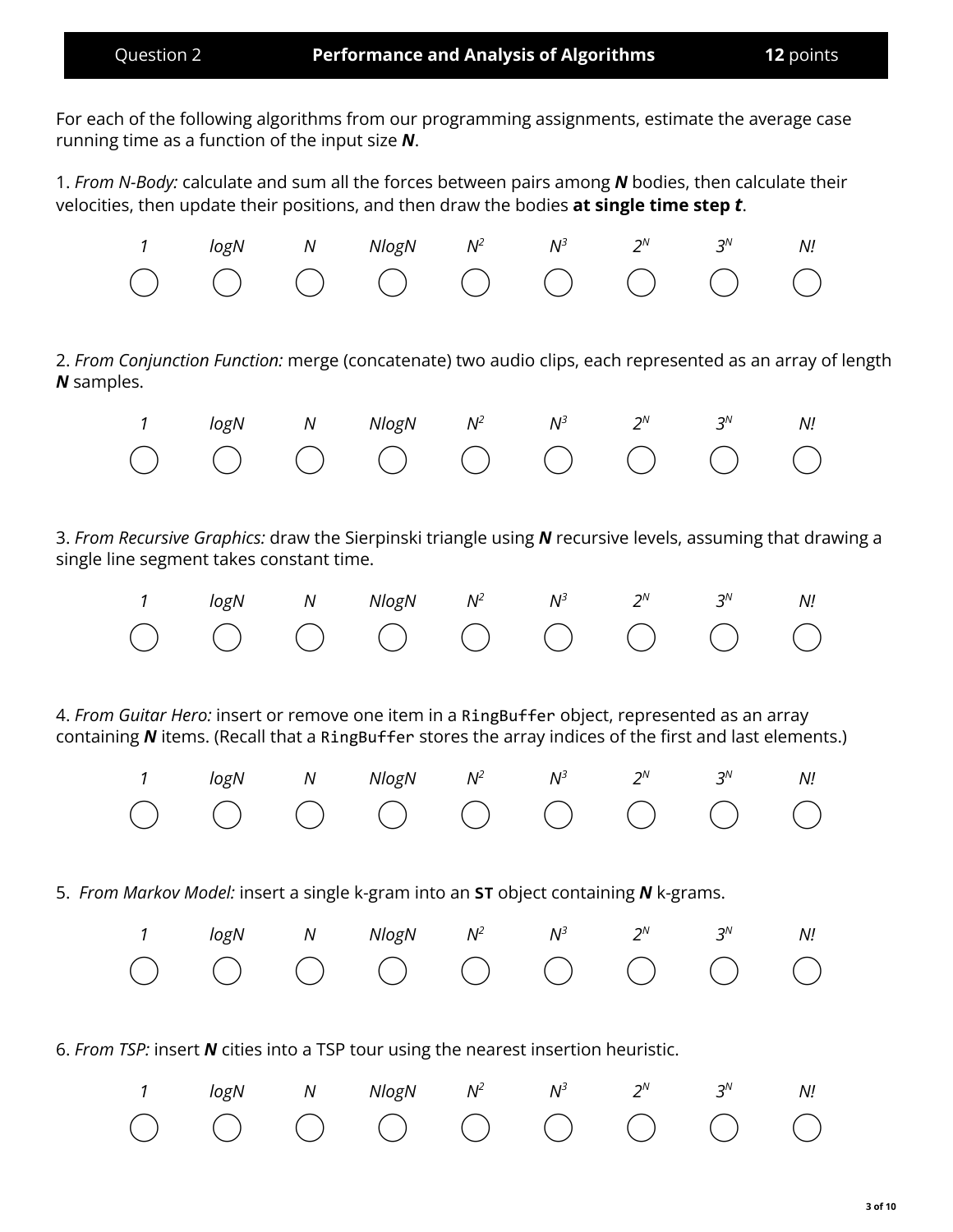| Question 2 | **Performance and Analysis of Algorithms** | **12** points |
|---|---|---|

For each of the following algorithms from our programming assignments, estimate the average case running time as a function of the input size ***N***.

1. *From N-Body:* calculate and sum all the forces between pairs among ***N*** bodies, then calculate their velocities, then update their positions, and then draw the bodies **at single time step *t***.

| *1* | *logN* | *N* | *NlogN* | $N^2$ | $N^3$ | $2^N$ | $3^N$ | *N!* |
|---|---|---|---|---|---|---|---|---|
| ○ | ○ | ○ | ○ | ○ | ○ | ○ | ○ | ○ |

2. *From Conjunction Function:* merge (concatenate) two audio clips, each represented as an array of length ***N*** samples.

| *1* | *logN* | *N* | *NlogN* | $N^2$ | $N^3$ | $2^N$ | $3^N$ | *N!* |
|---|---|---|---|---|---|---|---|---|
| ○ | ○ | ○ | ○ | ○ | ○ | ○ | ○ | ○ |

3. *From Recursive Graphics:* draw the Sierpinski triangle using ***N*** recursive levels, assuming that drawing a single line segment takes constant time.

| *1* | *logN* | *N* | *NlogN* | $N^2$ | $N^3$ | $2^N$ | $3^N$ | *N!* |
|---|---|---|---|---|---|---|---|---|
| ○ | ○ | ○ | ○ | ○ | ○ | ○ | ○ | ○ |

4. *From Guitar Hero:* insert or remove one item in a `RingBuffer` object, represented as an array containing ***N*** items. (Recall that a `RingBuffer` stores the array indices of the first and last elements.)

| *1* | *logN* | *N* | *NlogN* | $N^2$ | $N^3$ | $2^N$ | $3^N$ | *N!* |
|---|---|---|---|---|---|---|---|---|
| ○ | ○ | ○ | ○ | ○ | ○ | ○ | ○ | ○ |

5. *From Markov Model:* insert a single k-gram into an **`ST`** object containing ***N*** k-grams.

| *1* | *logN* | *N* | *NlogN* | $N^2$ | $N^3$ | $2^N$ | $3^N$ | *N!* |
|---|---|---|---|---|---|---|---|---|
| ○ | ○ | ○ | ○ | ○ | ○ | ○ | ○ | ○ |

6. *From TSP:* insert ***N*** cities into a TSP tour using the nearest insertion heuristic.

| *1* | *logN* | *N* | *NlogN* | $N^2$ | $N^3$ | $2^N$ | $3^N$ | *N!* |
|---|---|---|---|---|---|---|---|---|
| ○ | ○ | ○ | ○ | ○ | ○ | ○ | ○ | ○ |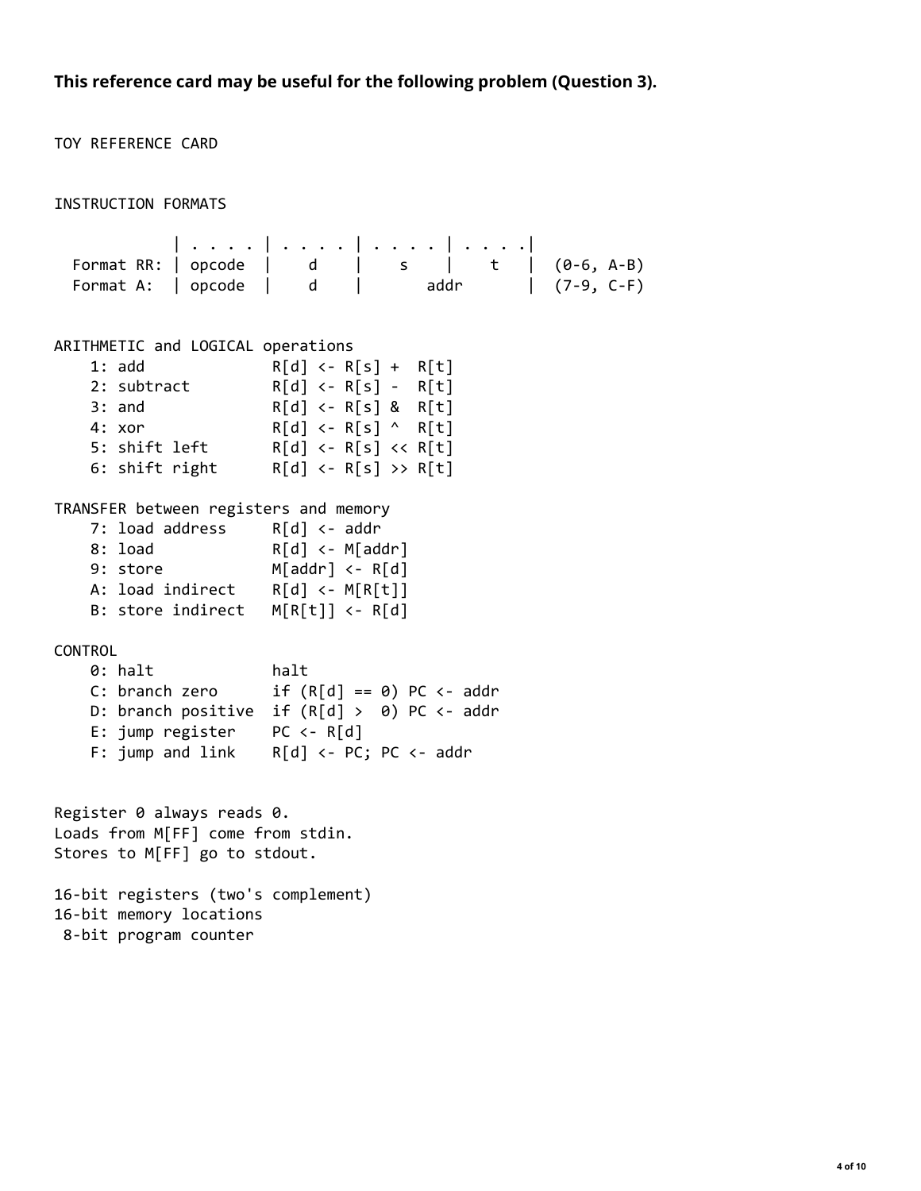**This reference card may be useful for the following problem (Question 3).**

```
TOY REFERENCE CARD


INSTRUCTION FORMATS

             | . . . . | . . . . | . . . . | . . . .|
  Format RR: | opcode  |    d    |    s    |    t   |  (0-6, A-B)
  Format A:  | opcode  |    d    |       addr       |  (7-9, C-F)


ARITHMETIC and LOGICAL operations
    1: add              R[d] <- R[s] +  R[t]
    2: subtract         R[d] <- R[s] -  R[t]
    3: and              R[d] <- R[s] &  R[t]
    4: xor              R[d] <- R[s] ^  R[t]
    5: shift left       R[d] <- R[s] << R[t]
    6: shift right      R[d] <- R[s] >> R[t]

TRANSFER between registers and memory
    7: load address     R[d] <- addr
    8: load             R[d] <- M[addr]
    9: store            M[addr] <- R[d]
    A: load indirect    R[d] <- M[R[t]]
    B: store indirect   M[R[t]] <- R[d]

CONTROL
    0: halt             halt
    C: branch zero      if (R[d] == 0) PC <- addr
    D: branch positive  if (R[d] >  0) PC <- addr
    E: jump register    PC <- R[d]
    F: jump and link    R[d] <- PC; PC <- addr


Register 0 always reads 0.
Loads from M[FF] come from stdin.
Stores to M[FF] go to stdout.

16-bit registers (two's complement)
16-bit memory locations
 8-bit program counter
```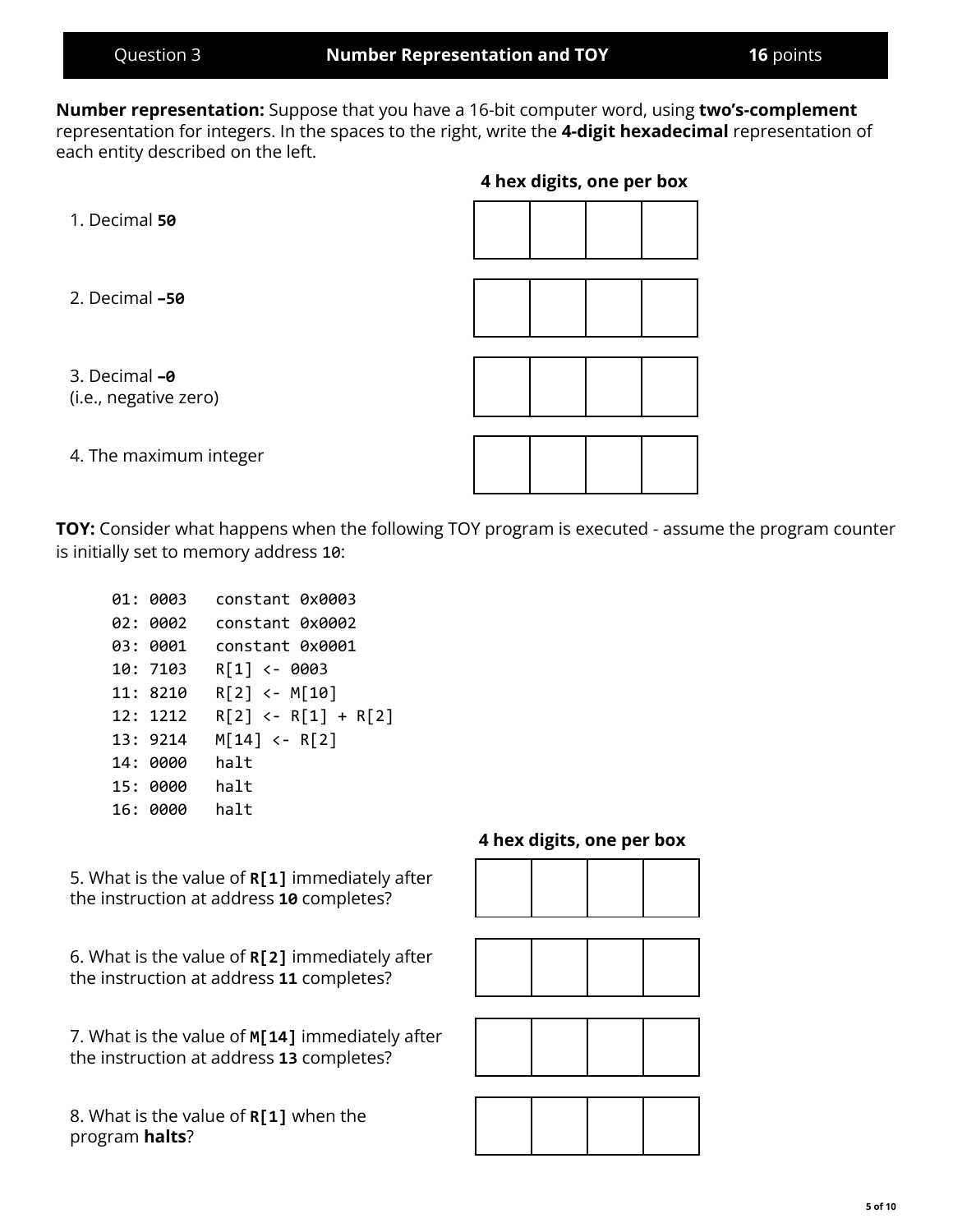## Question 3 — Number Representation and TOY — **16** points

**Number representation:** Suppose that you have a 16-bit computer word, using **two's-complement** representation for integers. In the spaces to the right, write the **4-digit hexadecimal** representation of each entity described on the left.

**4 hex digits, one per box**

1. Decimal **50**

| | | | |
|---|---|---|---|
| | | | |

2. Decimal **–50**

| | | | |
|---|---|---|---|
| | | | |

3. Decimal **–0**
(i.e., negative zero)

| | | | |
|---|---|---|---|
| | | | |

4. The maximum integer

| | | | |
|---|---|---|---|
| | | | |

**TOY:** Consider what happens when the following TOY program is executed - assume the program counter is initially set to memory address `10`:

```
01: 0003   constant 0x0003
02: 0002   constant 0x0002
03: 0001   constant 0x0001
10: 7103   R[1] <- 0003
11: 8210   R[2] <- M[10]
12: 1212   R[2] <- R[1] + R[2]
13: 9214   M[14] <- R[2]
14: 0000   halt
15: 0000   halt
16: 0000   halt
```

**4 hex digits, one per box**

5. What is the value of **R[1]** immediately after the instruction at address **10** completes?

| | | | |
|---|---|---|---|
| | | | |

6. What is the value of **R[2]** immediately after the instruction at address **11** completes?

| | | | |
|---|---|---|---|
| | | | |

7. What is the value of **M[14]** immediately after the instruction at address **13** completes?

| | | | |
|---|---|---|---|
| | | | |

8. What is the value of **R[1]** when the program **halts**?

| | | | |
|---|---|---|---|
| | | | |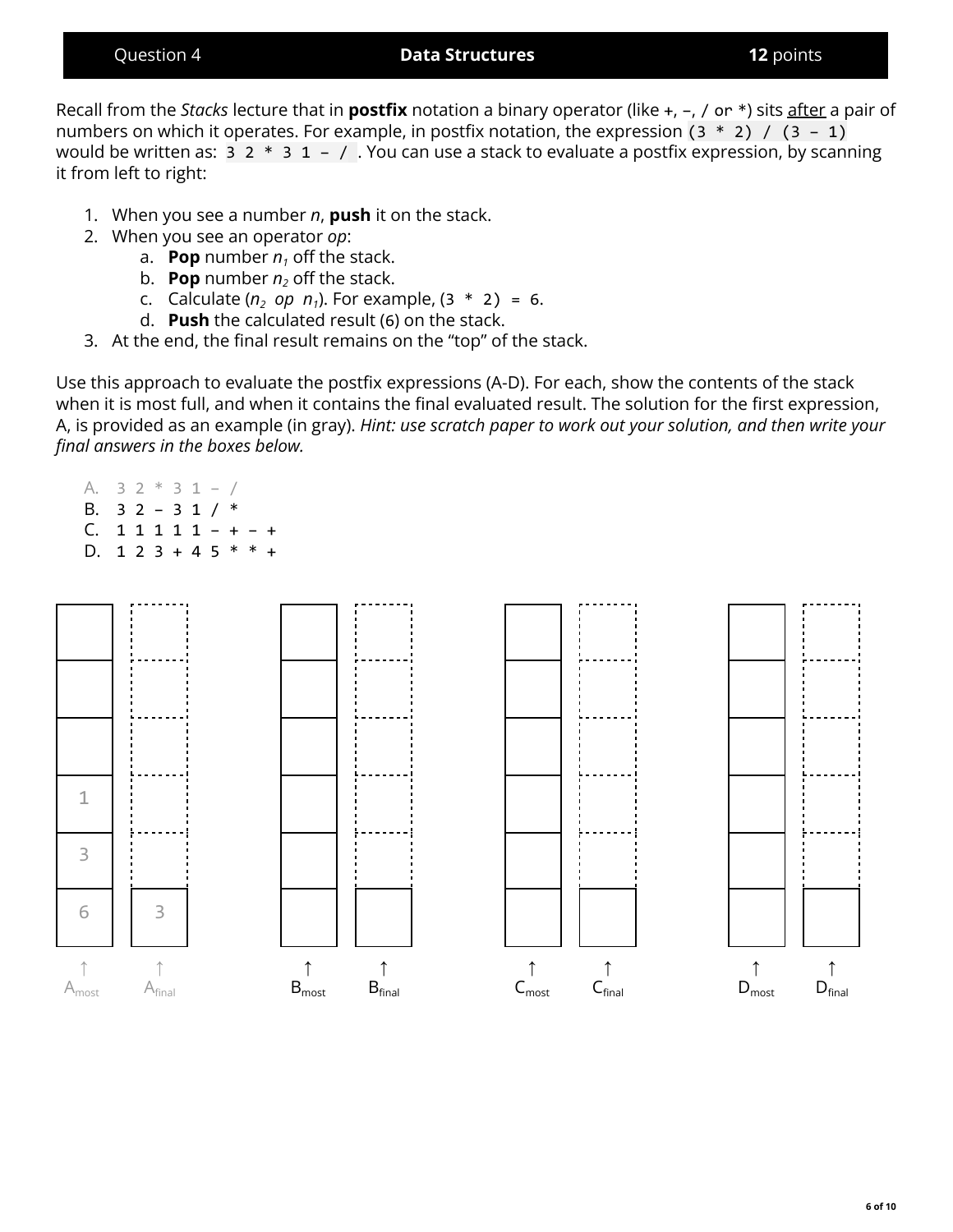| Question 4 | **Data Structures** | **12** points |
|---|---|---|

Recall from the *Stacks* lecture that in **postfix** notation a binary operator (like `+`, `–`, `/` or `*`) sits <u>after</u> a pair of numbers on which it operates. For example, in postfix notation, the expression `(3 * 2) / (3 – 1)` would be written as: `3 2 * 3 1 – /` . You can use a stack to evaluate a postfix expression, by scanning it from left to right:

1. When you see a number *n*, **push** it on the stack.
2. When you see an operator *op*:
   a. **Pop** number $n_1$ off the stack.
   b. **Pop** number $n_2$ off the stack.
   c. Calculate ($n_2$ *op* $n_1$). For example, `(3 * 2) = 6`.
   d. **Push** the calculated result (6) on the stack.
3. At the end, the final result remains on the "top" of the stack.

Use this approach to evaluate the postfix expressions (A-D). For each, show the contents of the stack when it is most full, and when it contains the final evaluated result. The solution for the first expression, A, is provided as an example (in gray). *Hint: use scratch paper to work out your solution, and then write your final answers in the boxes below.*

A. `3 2 * 3 1 – /`
B. `3 2 – 3 1 / *`
C. `1 1 1 1 1 – + – +`
D. `1 2 3 + 4 5 * * +`

| $A_{most}$ | $A_{final}$ | $B_{most}$ | $B_{final}$ | $C_{most}$ | $C_{final}$ | $D_{most}$ | $D_{final}$ |
|---|---|---|---|---|---|---|---|
| | | | | | | | |
| | | | | | | | |
| | | | | | | | |
| 1 | | | | | | | |
| 3 | | | | | | | |
| 6 | 3 | | | | | | |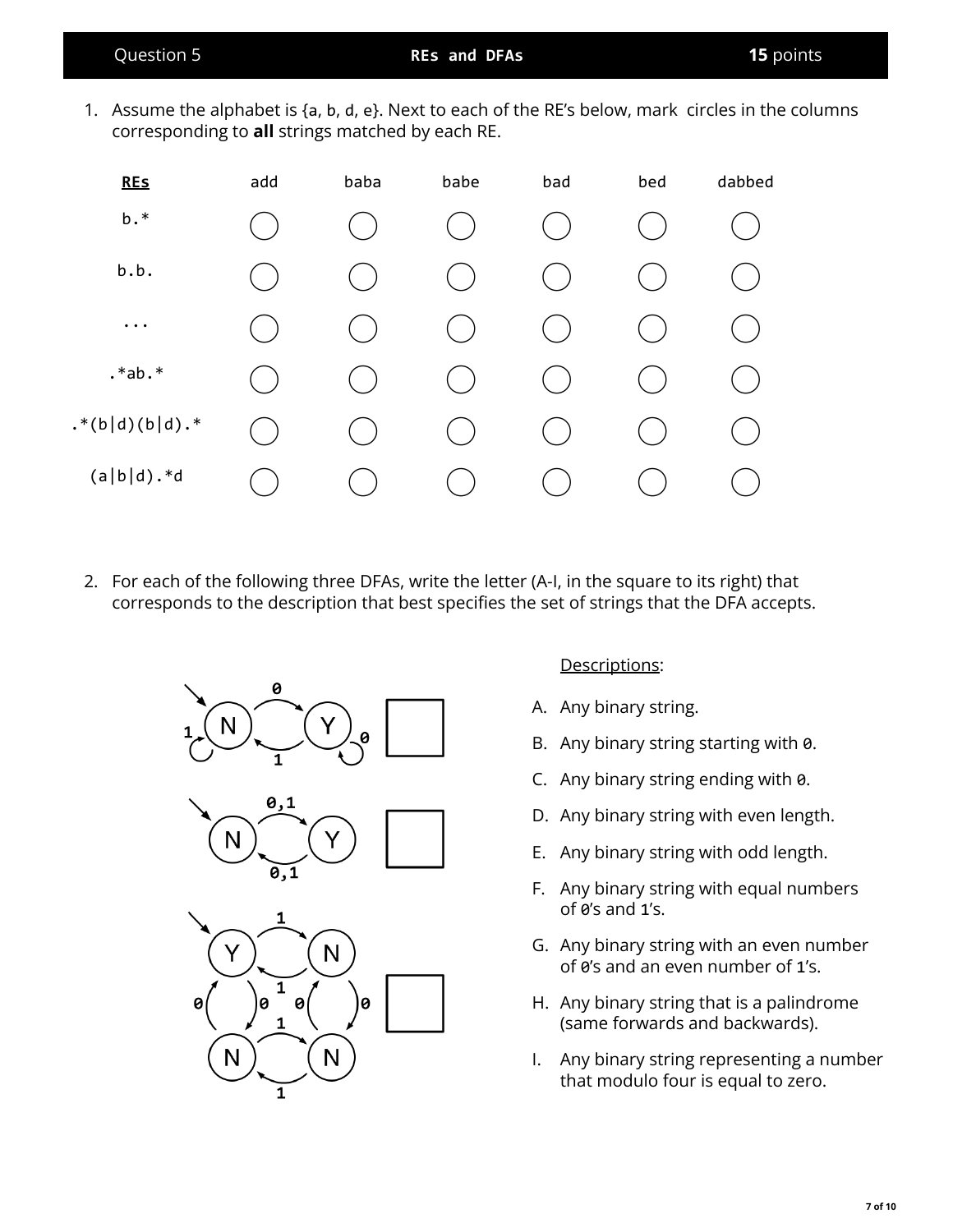## Question 5 — REs and DFAs — 15 points

1. Assume the alphabet is {a, b, d, e}. Next to each of the RE's below, mark circles in the columns corresponding to **all** strings matched by each RE.

| REs | add | baba | babe | bad | bed | dabbed |
|---|---|---|---|---|---|---|
| `b.*` | ◯ | ◯ | ◯ | ◯ | ◯ | ◯ |
| `b.b.` | ◯ | ◯ | ◯ | ◯ | ◯ | ◯ |
| `...` | ◯ | ◯ | ◯ | ◯ | ◯ | ◯ |
| `.*ab.*` | ◯ | ◯ | ◯ | ◯ | ◯ | ◯ |
| `.*(b|d)(b|d).*` | ◯ | ◯ | ◯ | ◯ | ◯ | ◯ |
| `(a|b|d).*d` | ◯ | ◯ | ◯ | ◯ | ◯ | ◯ |

2. For each of the following three DFAs, write the letter (A-I, in the square to its right) that corresponds to the description that best specifies the set of strings that the DFA accepts.

DFA 1: start state N; N —0→ Y; Y —1→ N; N loops on 1; Y loops on 0. ☐

DFA 2: start state N; N —0,1→ Y; Y —0,1→ N. ☐

DFA 3: start state Y (top-left); top-right N; bottom-left N; bottom-right N. Y —1→ top-right N; top-right N —1→ Y; bottom-left N —1→ bottom-right N; bottom-right N —1→ bottom-left N; Y —0→ bottom-left N; bottom-left N —0→ Y; top-right N —0→ bottom-right N; bottom-right N —0→ top-right N. ☐

Descriptions:

A. Any binary string.
B. Any binary string starting with `0`.
C. Any binary string ending with `0`.
D. Any binary string with even length.
E. Any binary string with odd length.
F. Any binary string with equal numbers of `0`'s and `1`'s.
G. Any binary string with an even number of `0`'s and an even number of `1`'s.
H. Any binary string that is a palindrome (same forwards and backwards).
I. Any binary string representing a number that modulo four is equal to zero.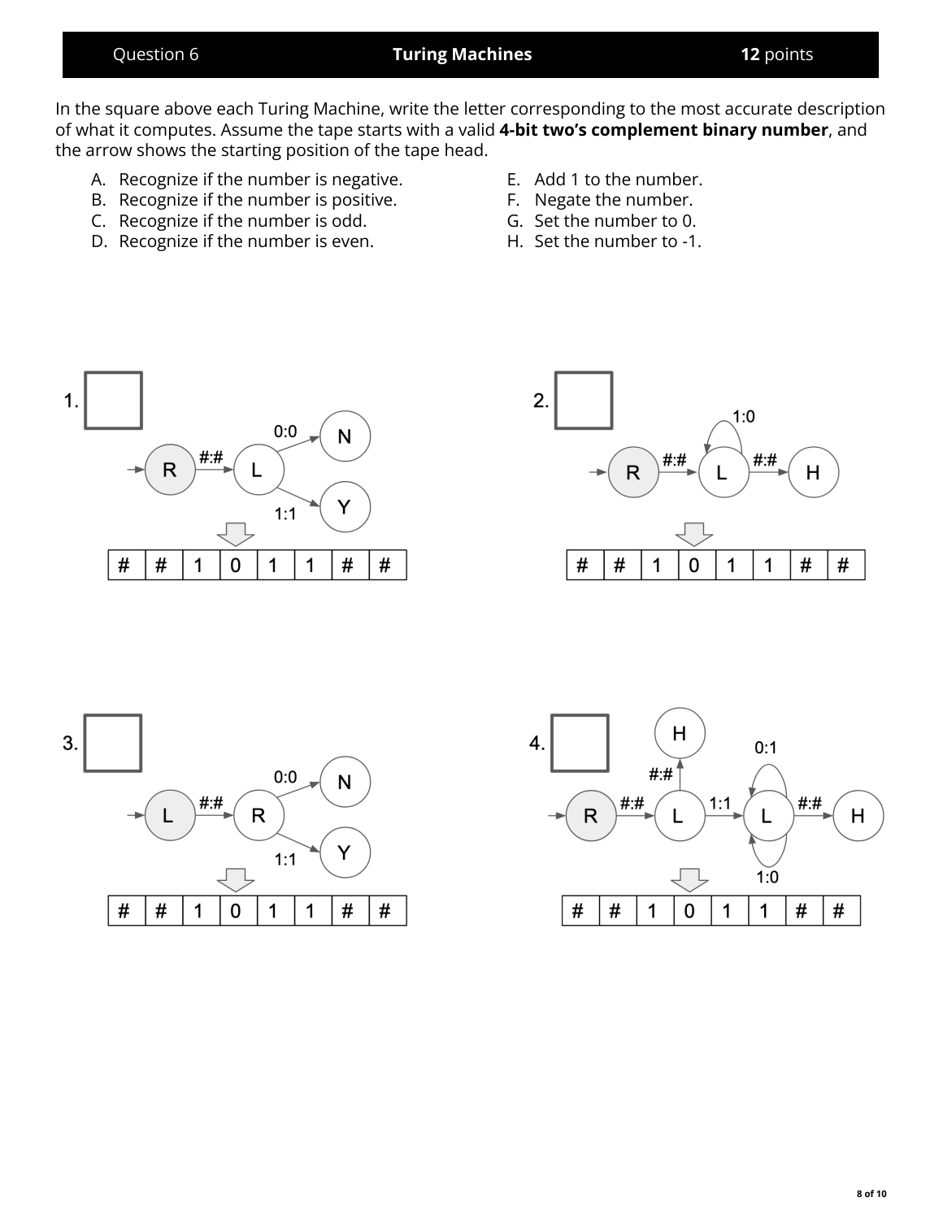| Question 6 | **Turing Machines** | **12** points |
|---|---|---|

In the square above each Turing Machine, write the letter corresponding to the most accurate description of what it computes. Assume the tape starts with a valid **4-bit two's complement binary number**, and the arrow shows the starting position of the tape head.

A. Recognize if the number is negative.
B. Recognize if the number is positive.
C. Recognize if the number is odd.
D. Recognize if the number is even.
E. Add 1 to the number.
F. Negate the number.
G. Set the number to 0.
H. Set the number to -1.

1. ☐

Start state R; transitions: R --#:#--> L; L --0:0--> N; L --1:1--> Y

| # | # | 1 | 0 | 1 | 1 | # | # |
|---|---|---|---|---|---|---|---|

2. ☐

Start state R; transitions: R --#:#--> L; L --1:0--> L; L --#:#--> H

| # | # | 1 | 0 | 1 | 1 | # | # |
|---|---|---|---|---|---|---|---|

3. ☐

Start state L; transitions: L --#:#--> R; R --0:0--> N; R --1:1--> Y

| # | # | 1 | 0 | 1 | 1 | # | # |
|---|---|---|---|---|---|---|---|

4. ☐

Start state R; transitions: R --#:#--> L; L --#:#--> H; L --1:1--> L; L --0:1--> L; L --1:0--> L; L --#:#--> H

| # | # | 1 | 0 | 1 | 1 | # | # |
|---|---|---|---|---|---|---|---|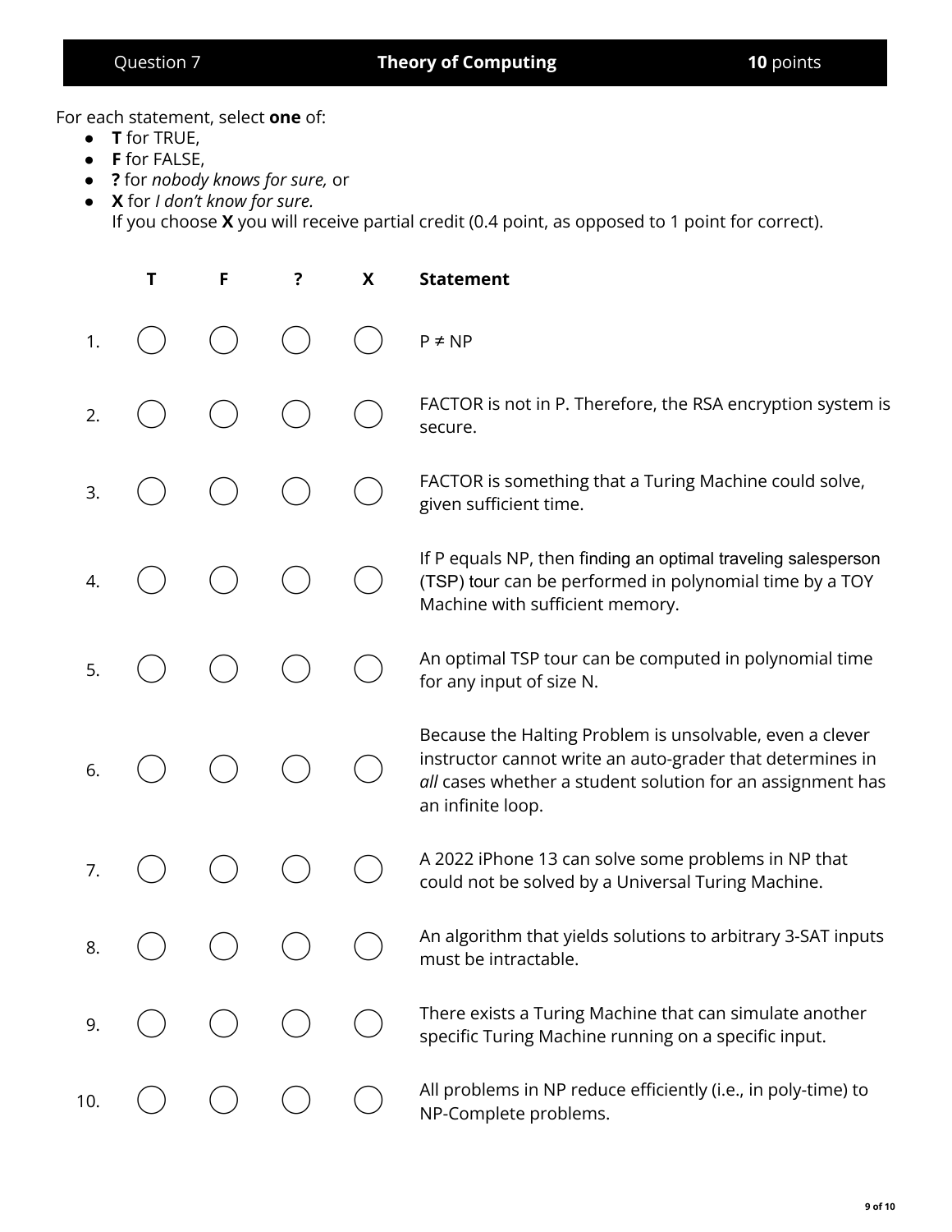| Question 7 | **Theory of Computing** | **10** points |
|---|---|---|

For each statement, select **one** of:

- **T** for TRUE,
- **F** for FALSE,
- **?** for *nobody knows for sure,* or
- **X** for *I don't know for sure.*
  If you choose **X** you will receive partial credit (0.4 point, as opposed to 1 point for correct).

| | T | F | ? | X | Statement |
|---|---|---|---|---|---|
| 1. | ◯ | ◯ | ◯ | ◯ | P ≠ NP |
| 2. | ◯ | ◯ | ◯ | ◯ | FACTOR is not in P. Therefore, the RSA encryption system is secure. |
| 3. | ◯ | ◯ | ◯ | ◯ | FACTOR is something that a Turing Machine could solve, given sufficient time. |
| 4. | ◯ | ◯ | ◯ | ◯ | If P equals NP, then finding an optimal traveling salesperson (TSP) tour can be performed in polynomial time by a TOY Machine with sufficient memory. |
| 5. | ◯ | ◯ | ◯ | ◯ | An optimal TSP tour can be computed in polynomial time for any input of size N. |
| 6. | ◯ | ◯ | ◯ | ◯ | Because the Halting Problem is unsolvable, even a clever instructor cannot write an auto-grader that determines in *all* cases whether a student solution for an assignment has an infinite loop. |
| 7. | ◯ | ◯ | ◯ | ◯ | A 2022 iPhone 13 can solve some problems in NP that could not be solved by a Universal Turing Machine. |
| 8. | ◯ | ◯ | ◯ | ◯ | An algorithm that yields solutions to arbitrary 3-SAT inputs must be intractable. |
| 9. | ◯ | ◯ | ◯ | ◯ | There exists a Turing Machine that can simulate another specific Turing Machine running on a specific input. |
| 10. | ◯ | ◯ | ◯ | ◯ | All problems in NP reduce efficiently (i.e., in poly-time) to NP-Complete problems. |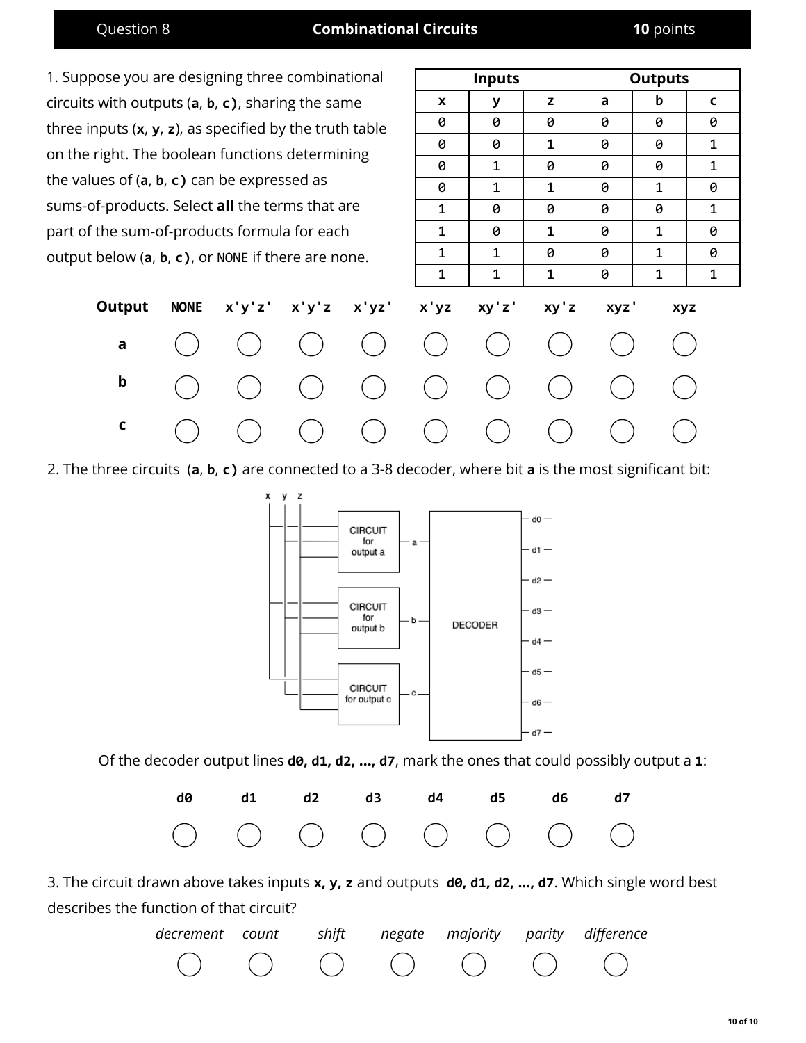| Question 8 | Combinational Circuits | 10 points |
|---|---|---|

1. Suppose you are designing three combinational circuits with outputs (**a**, **b**, **c**), sharing the same three inputs (**x**, **y**, **z**), as specified by the truth table on the right. The boolean functions determining the values of (**a**, **b**, **c**) can be expressed as sums-of-products. Select **all** the terms that are part of the sum-of-products formula for each output below (**a**, **b**, **c**), or NONE if there are none.

| Inputs | | | Outputs | | |
|---|---|---|---|---|---|
| x | y | z | a | b | c |
| 0 | 0 | 0 | 0 | 0 | 0 |
| 0 | 0 | 1 | 0 | 0 | 1 |
| 0 | 1 | 0 | 0 | 0 | 1 |
| 0 | 1 | 1 | 0 | 1 | 0 |
| 1 | 0 | 0 | 0 | 0 | 1 |
| 1 | 0 | 1 | 0 | 1 | 0 |
| 1 | 1 | 0 | 0 | 1 | 0 |
| 1 | 1 | 1 | 0 | 1 | 1 |

| Output | NONE | x'y'z' | x'y'z | x'yz' | x'yz | xy'z' | xy'z | xyz' | xyz |
|---|---|---|---|---|---|---|---|---|---|
| a | ○ | ○ | ○ | ○ | ○ | ○ | ○ | ○ | ○ |
| b | ○ | ○ | ○ | ○ | ○ | ○ | ○ | ○ | ○ |
| c | ○ | ○ | ○ | ○ | ○ | ○ | ○ | ○ | ○ |

2. The three circuits (**a**, **b**, **c**) are connected to a 3-8 decoder, where bit **a** is the most significant bit:

x y z

CIRCUIT for output a

a

CIRCUIT for output b

b

CIRCUIT for output c

c

DECODER

d0

d1

d2

d3

d4

d5

d6

d7

Of the decoder output lines **d0, d1, d2, ..., d7**, mark the ones that could possibly output a **1**:

| d0 | d1 | d2 | d3 | d4 | d5 | d6 | d7 |
|---|---|---|---|---|---|---|---|
| ○ | ○ | ○ | ○ | ○ | ○ | ○ | ○ |

3. The circuit drawn above takes inputs **x, y, z** and outputs **d0, d1, d2, ..., d7**. Which single word best describes the function of that circuit?

| *decrement* | *count* | *shift* | *negate* | *majority* | *parity* | *difference* |
|---|---|---|---|---|---|---|
| ○ | ○ | ○ | ○ | ○ | ○ | ○ |